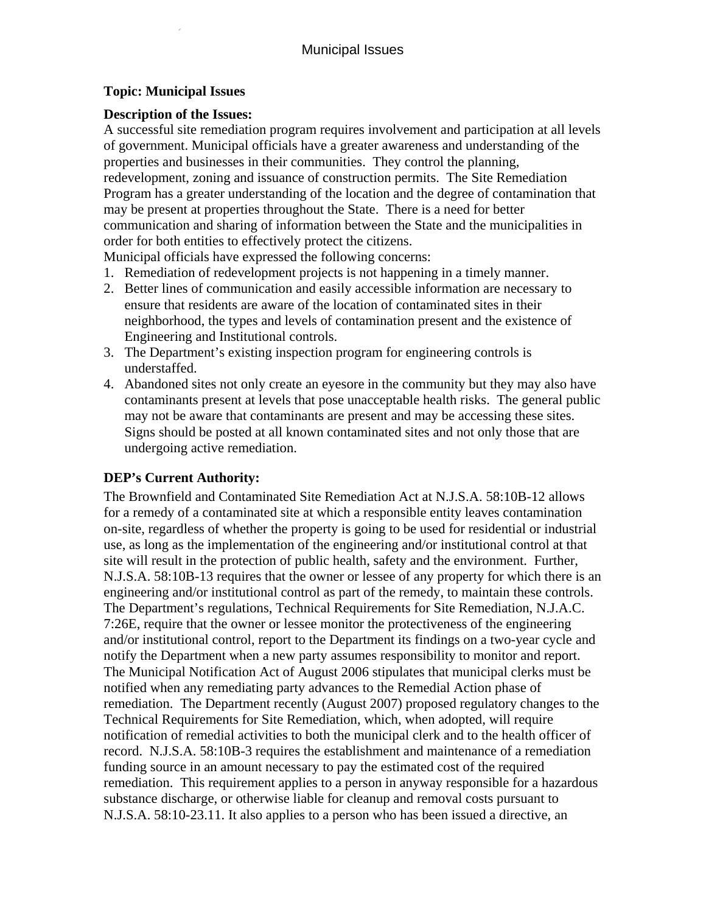**Topic: Municipal Issues**

**Description of the Issues:**

A successful site remediation program requires involvement and participation at all levels of government. Municipal officials have a greater awareness and understanding of the properties and businesses in their communities. They control the planning, redevelopment, zoning and issuance of construction permits. The Site Remediation Program has a greater understanding of the location and the degree of contamination that may be present at properties throughout the State. There is a need for better communication and sharing of information between the State and the municipalities in order for both entities to effectively protect the citizens.

Municipal officials have expressed the following concerns:

1. Remediation of redevelopment projects is not happening in a timely manner.
2. Better lines of communication and easily accessible information are necessary to ensure that residents are aware of the location of contaminated sites in their neighborhood, the types and levels of contamination present and the existence of Engineering and Institutional controls.
3. The Department's existing inspection program for engineering controls is understaffed.
4. Abandoned sites not only create an eyesore in the community but they may also have contaminants present at levels that pose unacceptable health risks. The general public may not be aware that contaminants are present and may be accessing these sites. Signs should be posted at all known contaminated sites and not only those that are undergoing active remediation.

**DEP's Current Authority:**

The Brownfield and Contaminated Site Remediation Act at N.J.S.A. 58:10B-12 allows for a remedy of a contaminated site at which a responsible entity leaves contamination on-site, regardless of whether the property is going to be used for residential or industrial use, as long as the implementation of the engineering and/or institutional control at that site will result in the protection of public health, safety and the environment. Further, N.J.S.A. 58:10B-13 requires that the owner or lessee of any property for which there is an engineering and/or institutional control as part of the remedy, to maintain these controls. The Department's regulations, Technical Requirements for Site Remediation, N.J.A.C. 7:26E, require that the owner or lessee monitor the protectiveness of the engineering and/or institutional control, report to the Department its findings on a two-year cycle and notify the Department when a new party assumes responsibility to monitor and report. The Municipal Notification Act of August 2006 stipulates that municipal clerks must be notified when any remediating party advances to the Remedial Action phase of remediation. The Department recently (August 2007) proposed regulatory changes to the Technical Requirements for Site Remediation, which, when adopted, will require notification of remedial activities to both the municipal clerk and to the health officer of record. N.J.S.A. 58:10B-3 requires the establishment and maintenance of a remediation funding source in an amount necessary to pay the estimated cost of the required remediation. This requirement applies to a person in anyway responsible for a hazardous substance discharge, or otherwise liable for cleanup and removal costs pursuant to N.J.S.A. 58:10-23.11. It also applies to a person who has been issued a directive, an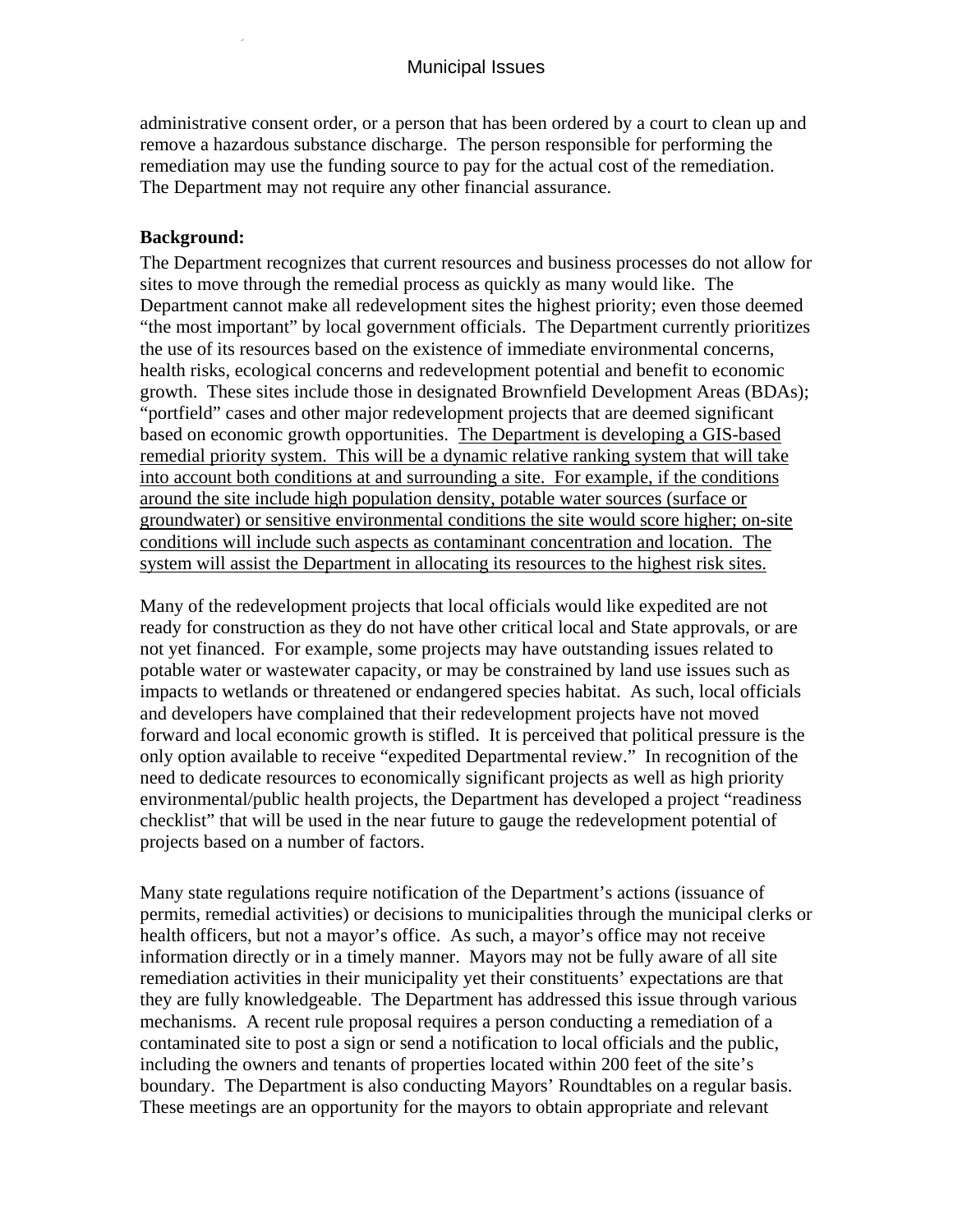administrative consent order, or a person that has been ordered by a court to clean up and remove a hazardous substance discharge. The person responsible for performing the remediation may use the funding source to pay for the actual cost of the remediation. The Department may not require any other financial assurance.

**Background:**

The Department recognizes that current resources and business processes do not allow for sites to move through the remedial process as quickly as many would like. The Department cannot make all redevelopment sites the highest priority; even those deemed "the most important" by local government officials. The Department currently prioritizes the use of its resources based on the existence of immediate environmental concerns, health risks, ecological concerns and redevelopment potential and benefit to economic growth. These sites include those in designated Brownfield Development Areas (BDAs); "portfield" cases and other major redevelopment projects that are deemed significant based on economic growth opportunities. <u>The Department is developing a GIS-based remedial priority system. This will be a dynamic relative ranking system that will take into account both conditions at and surrounding a site. For example, if the conditions around the site include high population density, potable water sources (surface or groundwater) or sensitive environmental conditions the site would score higher; on-site conditions will include such aspects as contaminant concentration and location. The system will assist the Department in allocating its resources to the highest risk sites.</u>

Many of the redevelopment projects that local officials would like expedited are not ready for construction as they do not have other critical local and State approvals, or are not yet financed. For example, some projects may have outstanding issues related to potable water or wastewater capacity, or may be constrained by land use issues such as impacts to wetlands or threatened or endangered species habitat. As such, local officials and developers have complained that their redevelopment projects have not moved forward and local economic growth is stifled. It is perceived that political pressure is the only option available to receive "expedited Departmental review." In recognition of the need to dedicate resources to economically significant projects as well as high priority environmental/public health projects, the Department has developed a project "readiness checklist" that will be used in the near future to gauge the redevelopment potential of projects based on a number of factors.

Many state regulations require notification of the Department's actions (issuance of permits, remedial activities) or decisions to municipalities through the municipal clerks or health officers, but not a mayor's office. As such, a mayor's office may not receive information directly or in a timely manner. Mayors may not be fully aware of all site remediation activities in their municipality yet their constituents' expectations are that they are fully knowledgeable. The Department has addressed this issue through various mechanisms. A recent rule proposal requires a person conducting a remediation of a contaminated site to post a sign or send a notification to local officials and the public, including the owners and tenants of properties located within 200 feet of the site's boundary. The Department is also conducting Mayors' Roundtables on a regular basis. These meetings are an opportunity for the mayors to obtain appropriate and relevant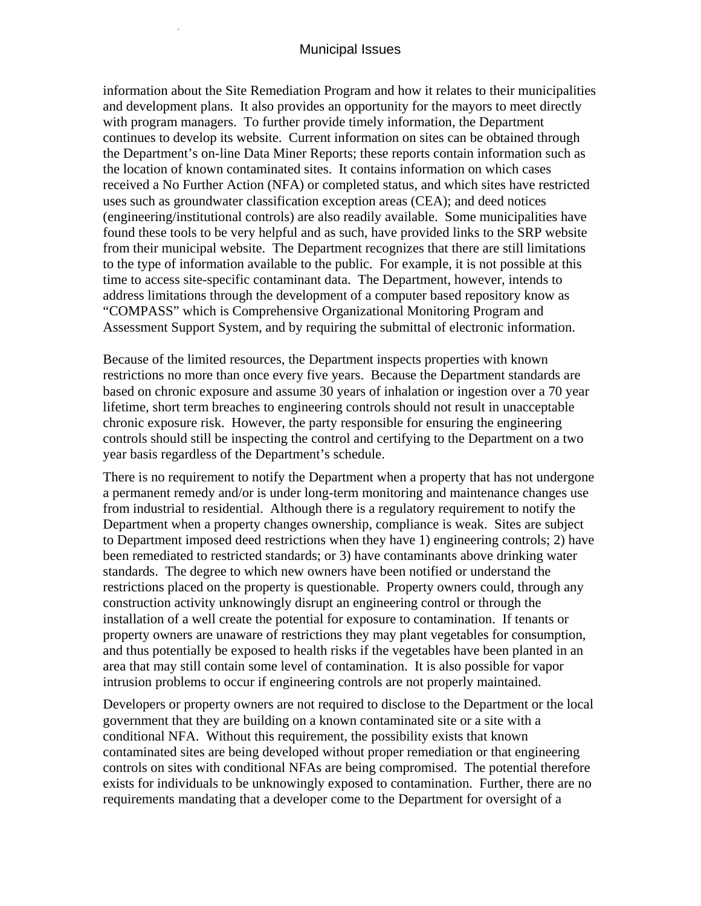information about the Site Remediation Program and how it relates to their municipalities and development plans. It also provides an opportunity for the mayors to meet directly with program managers. To further provide timely information, the Department continues to develop its website. Current information on sites can be obtained through the Department's on-line Data Miner Reports; these reports contain information such as the location of known contaminated sites. It contains information on which cases received a No Further Action (NFA) or completed status, and which sites have restricted uses such as groundwater classification exception areas (CEA); and deed notices (engineering/institutional controls) are also readily available. Some municipalities have found these tools to be very helpful and as such, have provided links to the SRP website from their municipal website. The Department recognizes that there are still limitations to the type of information available to the public. For example, it is not possible at this time to access site-specific contaminant data. The Department, however, intends to address limitations through the development of a computer based repository know as "COMPASS" which is Comprehensive Organizational Monitoring Program and Assessment Support System, and by requiring the submittal of electronic information.

Because of the limited resources, the Department inspects properties with known restrictions no more than once every five years. Because the Department standards are based on chronic exposure and assume 30 years of inhalation or ingestion over a 70 year lifetime, short term breaches to engineering controls should not result in unacceptable chronic exposure risk. However, the party responsible for ensuring the engineering controls should still be inspecting the control and certifying to the Department on a two year basis regardless of the Department's schedule.

There is no requirement to notify the Department when a property that has not undergone a permanent remedy and/or is under long-term monitoring and maintenance changes use from industrial to residential. Although there is a regulatory requirement to notify the Department when a property changes ownership, compliance is weak. Sites are subject to Department imposed deed restrictions when they have 1) engineering controls; 2) have been remediated to restricted standards; or 3) have contaminants above drinking water standards. The degree to which new owners have been notified or understand the restrictions placed on the property is questionable. Property owners could, through any construction activity unknowingly disrupt an engineering control or through the installation of a well create the potential for exposure to contamination. If tenants or property owners are unaware of restrictions they may plant vegetables for consumption, and thus potentially be exposed to health risks if the vegetables have been planted in an area that may still contain some level of contamination. It is also possible for vapor intrusion problems to occur if engineering controls are not properly maintained.

Developers or property owners are not required to disclose to the Department or the local government that they are building on a known contaminated site or a site with a conditional NFA. Without this requirement, the possibility exists that known contaminated sites are being developed without proper remediation or that engineering controls on sites with conditional NFAs are being compromised. The potential therefore exists for individuals to be unknowingly exposed to contamination. Further, there are no requirements mandating that a developer come to the Department for oversight of a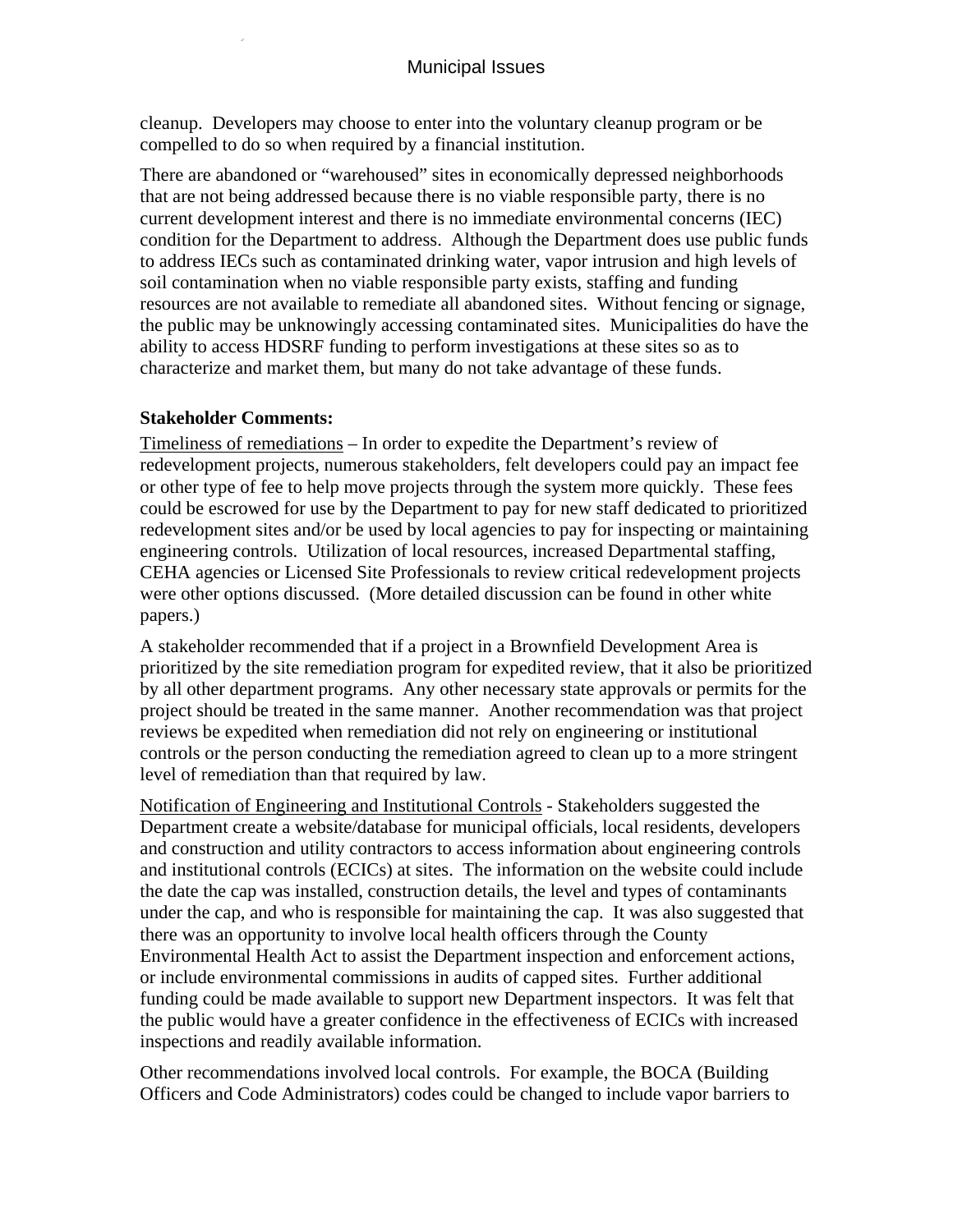cleanup. Developers may choose to enter into the voluntary cleanup program or be compelled to do so when required by a financial institution.

There are abandoned or "warehoused" sites in economically depressed neighborhoods that are not being addressed because there is no viable responsible party, there is no current development interest and there is no immediate environmental concerns (IEC) condition for the Department to address. Although the Department does use public funds to address IECs such as contaminated drinking water, vapor intrusion and high levels of soil contamination when no viable responsible party exists, staffing and funding resources are not available to remediate all abandoned sites. Without fencing or signage, the public may be unknowingly accessing contaminated sites. Municipalities do have the ability to access HDSRF funding to perform investigations at these sites so as to characterize and market them, but many do not take advantage of these funds.

**Stakeholder Comments:**

<u>Timeliness of remediations</u> – In order to expedite the Department's review of redevelopment projects, numerous stakeholders, felt developers could pay an impact fee or other type of fee to help move projects through the system more quickly. These fees could be escrowed for use by the Department to pay for new staff dedicated to prioritized redevelopment sites and/or be used by local agencies to pay for inspecting or maintaining engineering controls. Utilization of local resources, increased Departmental staffing, CEHA agencies or Licensed Site Professionals to review critical redevelopment projects were other options discussed. (More detailed discussion can be found in other white papers.)

A stakeholder recommended that if a project in a Brownfield Development Area is prioritized by the site remediation program for expedited review, that it also be prioritized by all other department programs. Any other necessary state approvals or permits for the project should be treated in the same manner. Another recommendation was that project reviews be expedited when remediation did not rely on engineering or institutional controls or the person conducting the remediation agreed to clean up to a more stringent level of remediation than that required by law.

<u>Notification of Engineering and Institutional Controls</u> - Stakeholders suggested the Department create a website/database for municipal officials, local residents, developers and construction and utility contractors to access information about engineering controls and institutional controls (ECICs) at sites. The information on the website could include the date the cap was installed, construction details, the level and types of contaminants under the cap, and who is responsible for maintaining the cap. It was also suggested that there was an opportunity to involve local health officers through the County Environmental Health Act to assist the Department inspection and enforcement actions, or include environmental commissions in audits of capped sites. Further additional funding could be made available to support new Department inspectors. It was felt that the public would have a greater confidence in the effectiveness of ECICs with increased inspections and readily available information.

Other recommendations involved local controls. For example, the BOCA (Building Officers and Code Administrators) codes could be changed to include vapor barriers to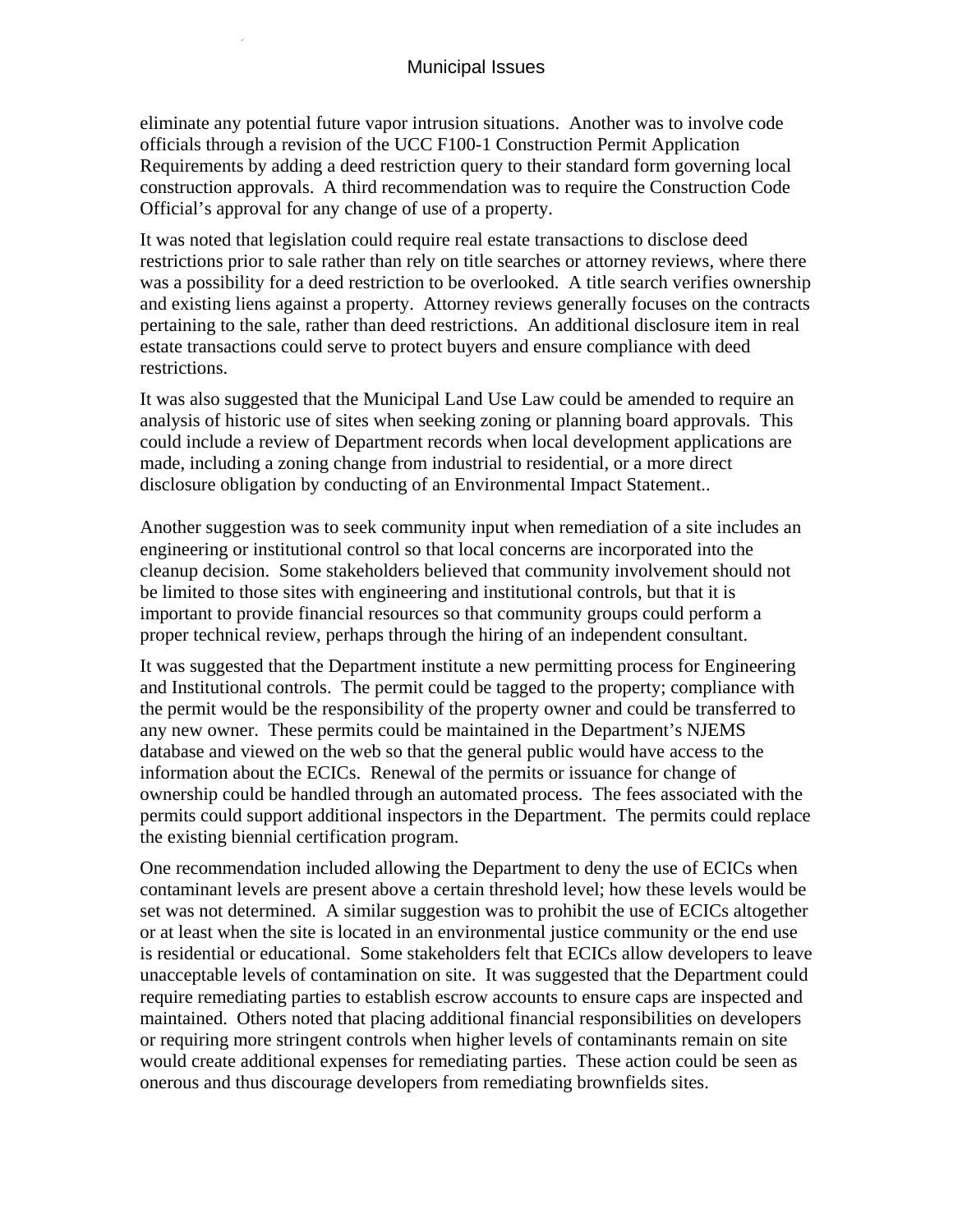eliminate any potential future vapor intrusion situations. Another was to involve code officials through a revision of the UCC F100-1 Construction Permit Application Requirements by adding a deed restriction query to their standard form governing local construction approvals. A third recommendation was to require the Construction Code Official's approval for any change of use of a property.

It was noted that legislation could require real estate transactions to disclose deed restrictions prior to sale rather than rely on title searches or attorney reviews, where there was a possibility for a deed restriction to be overlooked. A title search verifies ownership and existing liens against a property. Attorney reviews generally focuses on the contracts pertaining to the sale, rather than deed restrictions. An additional disclosure item in real estate transactions could serve to protect buyers and ensure compliance with deed restrictions.

It was also suggested that the Municipal Land Use Law could be amended to require an analysis of historic use of sites when seeking zoning or planning board approvals. This could include a review of Department records when local development applications are made, including a zoning change from industrial to residential, or a more direct disclosure obligation by conducting of an Environmental Impact Statement..

Another suggestion was to seek community input when remediation of a site includes an engineering or institutional control so that local concerns are incorporated into the cleanup decision. Some stakeholders believed that community involvement should not be limited to those sites with engineering and institutional controls, but that it is important to provide financial resources so that community groups could perform a proper technical review, perhaps through the hiring of an independent consultant.

It was suggested that the Department institute a new permitting process for Engineering and Institutional controls. The permit could be tagged to the property; compliance with the permit would be the responsibility of the property owner and could be transferred to any new owner. These permits could be maintained in the Department's NJEMS database and viewed on the web so that the general public would have access to the information about the ECICs. Renewal of the permits or issuance for change of ownership could be handled through an automated process. The fees associated with the permits could support additional inspectors in the Department. The permits could replace the existing biennial certification program.

One recommendation included allowing the Department to deny the use of ECICs when contaminant levels are present above a certain threshold level; how these levels would be set was not determined. A similar suggestion was to prohibit the use of ECICs altogether or at least when the site is located in an environmental justice community or the end use is residential or educational. Some stakeholders felt that ECICs allow developers to leave unacceptable levels of contamination on site. It was suggested that the Department could require remediating parties to establish escrow accounts to ensure caps are inspected and maintained. Others noted that placing additional financial responsibilities on developers or requiring more stringent controls when higher levels of contaminants remain on site would create additional expenses for remediating parties. These action could be seen as onerous and thus discourage developers from remediating brownfields sites.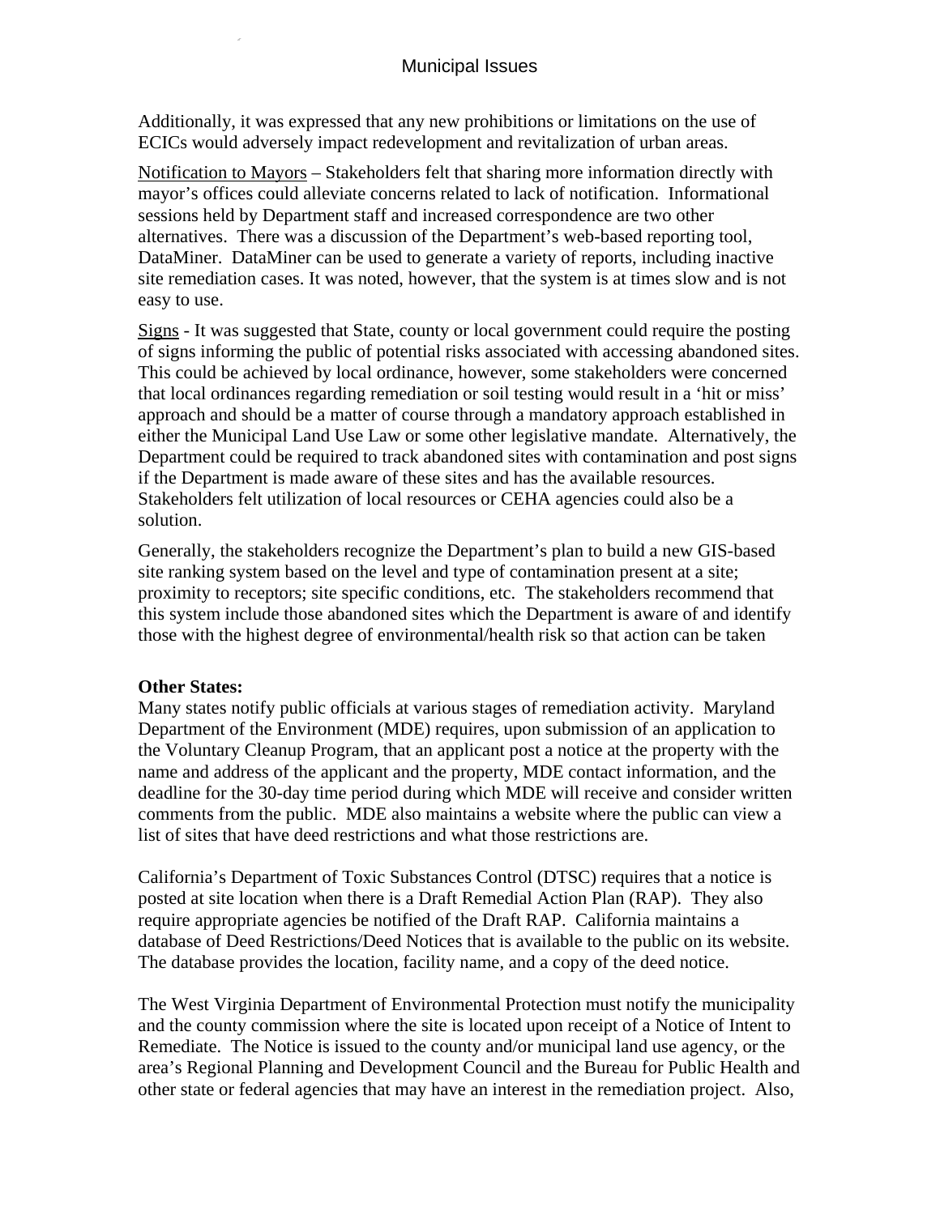Additionally, it was expressed that any new prohibitions or limitations on the use of ECICs would adversely impact redevelopment and revitalization of urban areas.

Notification to Mayors – Stakeholders felt that sharing more information directly with mayor's offices could alleviate concerns related to lack of notification. Informational sessions held by Department staff and increased correspondence are two other alternatives. There was a discussion of the Department's web-based reporting tool, DataMiner. DataMiner can be used to generate a variety of reports, including inactive site remediation cases. It was noted, however, that the system is at times slow and is not easy to use.

Signs - It was suggested that State, county or local government could require the posting of signs informing the public of potential risks associated with accessing abandoned sites. This could be achieved by local ordinance, however, some stakeholders were concerned that local ordinances regarding remediation or soil testing would result in a 'hit or miss' approach and should be a matter of course through a mandatory approach established in either the Municipal Land Use Law or some other legislative mandate. Alternatively, the Department could be required to track abandoned sites with contamination and post signs if the Department is made aware of these sites and has the available resources. Stakeholders felt utilization of local resources or CEHA agencies could also be a solution.

Generally, the stakeholders recognize the Department's plan to build a new GIS-based site ranking system based on the level and type of contamination present at a site; proximity to receptors; site specific conditions, etc. The stakeholders recommend that this system include those abandoned sites which the Department is aware of and identify those with the highest degree of environmental/health risk so that action can be taken

**Other States:**

Many states notify public officials at various stages of remediation activity. Maryland Department of the Environment (MDE) requires, upon submission of an application to the Voluntary Cleanup Program, that an applicant post a notice at the property with the name and address of the applicant and the property, MDE contact information, and the deadline for the 30-day time period during which MDE will receive and consider written comments from the public. MDE also maintains a website where the public can view a list of sites that have deed restrictions and what those restrictions are.

California's Department of Toxic Substances Control (DTSC) requires that a notice is posted at site location when there is a Draft Remedial Action Plan (RAP). They also require appropriate agencies be notified of the Draft RAP. California maintains a database of Deed Restrictions/Deed Notices that is available to the public on its website. The database provides the location, facility name, and a copy of the deed notice.

The West Virginia Department of Environmental Protection must notify the municipality and the county commission where the site is located upon receipt of a Notice of Intent to Remediate. The Notice is issued to the county and/or municipal land use agency, or the area's Regional Planning and Development Council and the Bureau for Public Health and other state or federal agencies that may have an interest in the remediation project. Also,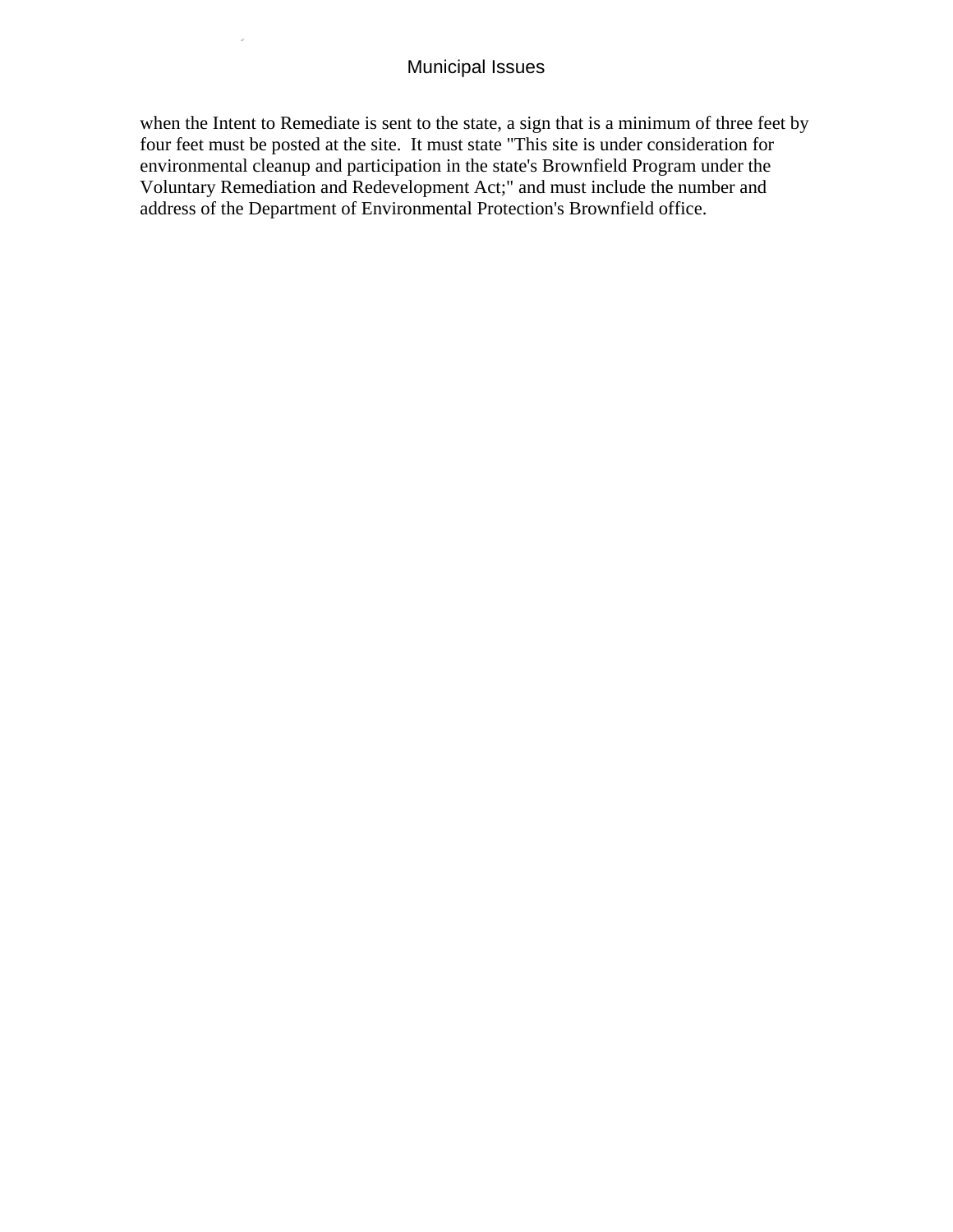when the Intent to Remediate is sent to the state, a sign that is a minimum of three feet by four feet must be posted at the site. It must state "This site is under consideration for environmental cleanup and participation in the state's Brownfield Program under the Voluntary Remediation and Redevelopment Act;" and must include the number and address of the Department of Environmental Protection's Brownfield office.